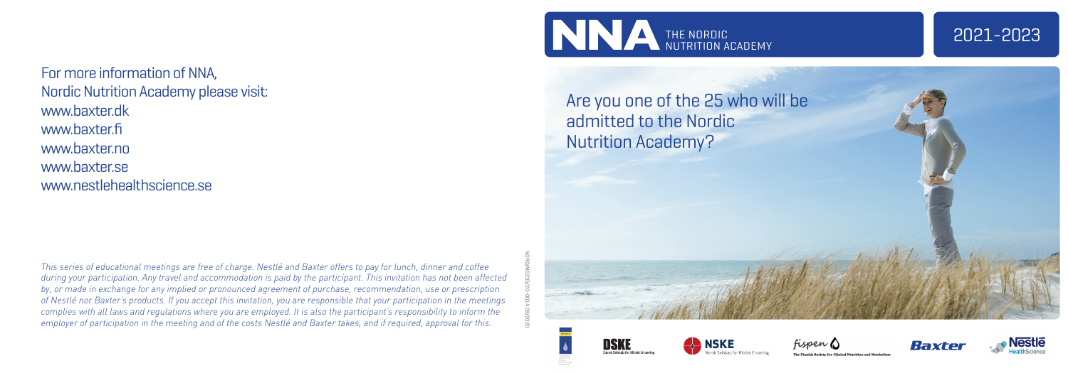For more information of NNA, Nordic Nutrition Academy please visit:
www.baxter.dk
www.baxter.fi
www.baxter.no
www.baxter.se
www.nestlehealthscience.se

*This series of educational meetings are free of charge. Nestlé and Baxter offers to pay for lunch, dinner and coffee during your participation. Any travel and accommodation is paid by the participant. This invitation has not been affected by, or made in exchange for any implied or pronounced agreement of purchase, recommendation, use or prescription of Nestlé nor Baxter's products. If you accept this invitation, you are responsible that your participation in the meetings complies with all laws and regulations where you are employed. It is also the participant's responsibility to inform the employer of participation in the meeting and of the costs Nestlé and Baxter takes, and if required, approval for this.*

NORDIC/MG235/20-0014 09/2020

# NNA THE NORDIC NUTRITION ACADEMY

## 2021-2023

## Are you one of the 25 who will be admitted to the Nordic Nutrition Academy?

DSKE Dansk Selskab for Klinisk Ernæring

NSKE Norsk Selskap for Klinisk Ernæring

fispen The Finnish Society for Clinical Nutrition and Metabolism

Baxter

Nestlé HealthScience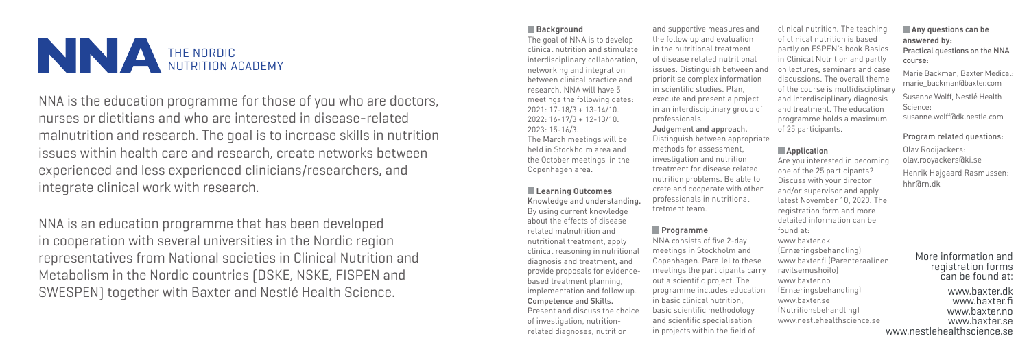# NNA THE NORDIC NUTRITION ACADEMY

NNA is the education programme for those of you who are doctors, nurses or dietitians and who are interested in disease-related malnutrition and research. The goal is to increase skills in nutrition issues within health care and research, create networks between experienced and less experienced clinicians/researchers, and integrate clinical work with research.

NNA is an education programme that has been developed in cooperation with several universities in the Nordic region representatives from National societies in Clinical Nutrition and Metabolism in the Nordic countries (DSKE, NSKE, FISPEN and SWESPEN) together with Baxter and Nestlé Health Science.

## Background

The goal of NNA is to develop clinical nutrition and stimulate interdisciplinary collaboration, networking and integration between clinical practice and research. NNA will have 5 meetings the following dates:
2021: 17-18/3 + 13-14/10.
2022: 16-17/3 + 12-13/10.
2023: 15-16/3.
The March meetings will be held in Stockholm area and the October meetings in the Copenhagen area.

## Learning Outcomes

**Knowledge and understanding.**
By using current knowledge about the effects of disease related malnutrition and nutritional treatment, apply clinical reasoning in nutritional diagnosis and treatment, and provide proposals for evidence-based treatment planning, implementation and follow up.

**Competence and Skills.**
Present and discuss the choice of investigation, nutrition-related diagnoses, nutrition and supportive measures and the follow up and evaluation in the nutritional treatment of disease related nutritional issues. Distinguish between and prioritise complex information in scientific studies. Plan, execute and present a project in an interdisciplinary group of professionals.

**Judgement and approach.**
Distinguish between appropriate methods for assessment, investigation and nutrition treatment for disease related nutrition problems. Be able to crete and cooperate with other professionals in nutritional tretment team.

## Programme

NNA consists of five 2-day meetings in Stockholm and Copenhagen. Parallel to these meetings the participants carry out a scientific project. The programme includes education in basic clinical nutrition, basic scientific methodology and scientific specialisation in projects within the field of clinical nutrition. The teaching of clinical nutrition is based partly on ESPEN's book Basics in Clinical Nutrition and partly on lectures, seminars and case discussions. The overall theme of the course is multidisciplinary and interdisciplinary diagnosis and treatment. The education programme holds a maximum of 25 participants.

## Application

Are you interested in becoming one of the 25 participants? Discuss with your director and/or supervisor and apply latest November 10, 2020. The registration form and more detailed information can be found at:
www.baxter.dk (Ernæringsbehandling)
www.baxter.fi (Parenteraalinen ravitsemushoito)
www.baxter.no (Ernæringsbehandling)
www.baxter.se (Nutritionsbehandling)
www.nestlehealthscience.se

## Any questions can be answered by:

**Practical questions on the NNA course:**

Marie Backman, Baxter Medical: marie_backman@baxter.com

Susanne Wolff, Nestlé Health Science: susanne.wolff@dk.nestle.com

**Program related questions:**

Olav Rooijackers: olav.rooyackers@ki.se

Henrik Højgaard Rasmussen: hhr@rn.dk

More information and registration forms can be found at:

www.baxter.dk
www.baxter.fi
www.baxter.no
www.baxter.se
www.nestlehealthscience.se